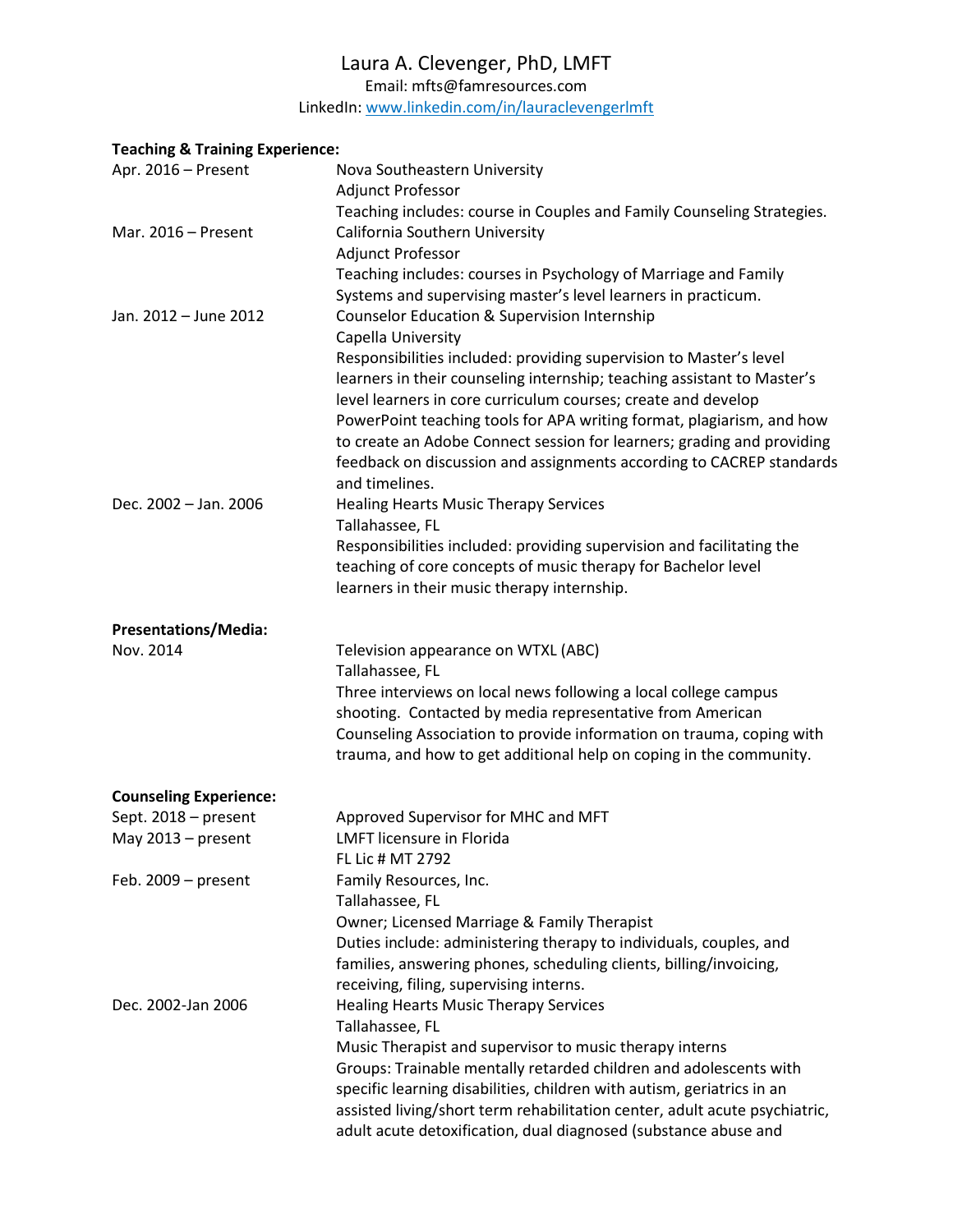# Laura A. Clevenger, PhD, LMFT

Email: mfts@famresources.com

LinkedIn: [www.linkedin.com/in/lauraclevengerlmft](www.linkedin.com/in/lauraclevengerlmft)

**Teaching & Training Experience:**

Apr. 2016 – Present
Nova Southeastern University
Adjunct Professor
Teaching includes: course in Couples and Family Counseling Strategies.

Mar. 2016 – Present
California Southern University
Adjunct Professor
Teaching includes: courses in Psychology of Marriage and Family Systems and supervising master's level learners in practicum.

Jan. 2012 – June 2012
Counselor Education & Supervision Internship
Capella University
Responsibilities included: providing supervision to Master's level learners in their counseling internship; teaching assistant to Master's level learners in core curriculum courses; create and develop PowerPoint teaching tools for APA writing format, plagiarism, and how to create an Adobe Connect session for learners; grading and providing feedback on discussion and assignments according to CACREP standards and timelines.

Dec. 2002 – Jan. 2006
Healing Hearts Music Therapy Services
Tallahassee, FL
Responsibilities included: providing supervision and facilitating the teaching of core concepts of music therapy for Bachelor level learners in their music therapy internship.

**Presentations/Media:**

Nov. 2014
Television appearance on WTXL (ABC)
Tallahassee, FL
Three interviews on local news following a local college campus shooting. Contacted by media representative from American Counseling Association to provide information on trauma, coping with trauma, and how to get additional help on coping in the community.

**Counseling Experience:**

Sept. 2018 – present
Approved Supervisor for MHC and MFT

May 2013 – present
LMFT licensure in Florida
FL Lic # MT 2792

Feb. 2009 – present
Family Resources, Inc.
Tallahassee, FL
Owner; Licensed Marriage & Family Therapist
Duties include: administering therapy to individuals, couples, and families, answering phones, scheduling clients, billing/invoicing, receiving, filing, supervising interns.

Dec. 2002-Jan 2006
Healing Hearts Music Therapy Services
Tallahassee, FL
Music Therapist and supervisor to music therapy interns
Groups: Trainable mentally retarded children and adolescents with specific learning disabilities, children with autism, geriatrics in an assisted living/short term rehabilitation center, adult acute psychiatric, adult acute detoxification, dual diagnosed (substance abuse and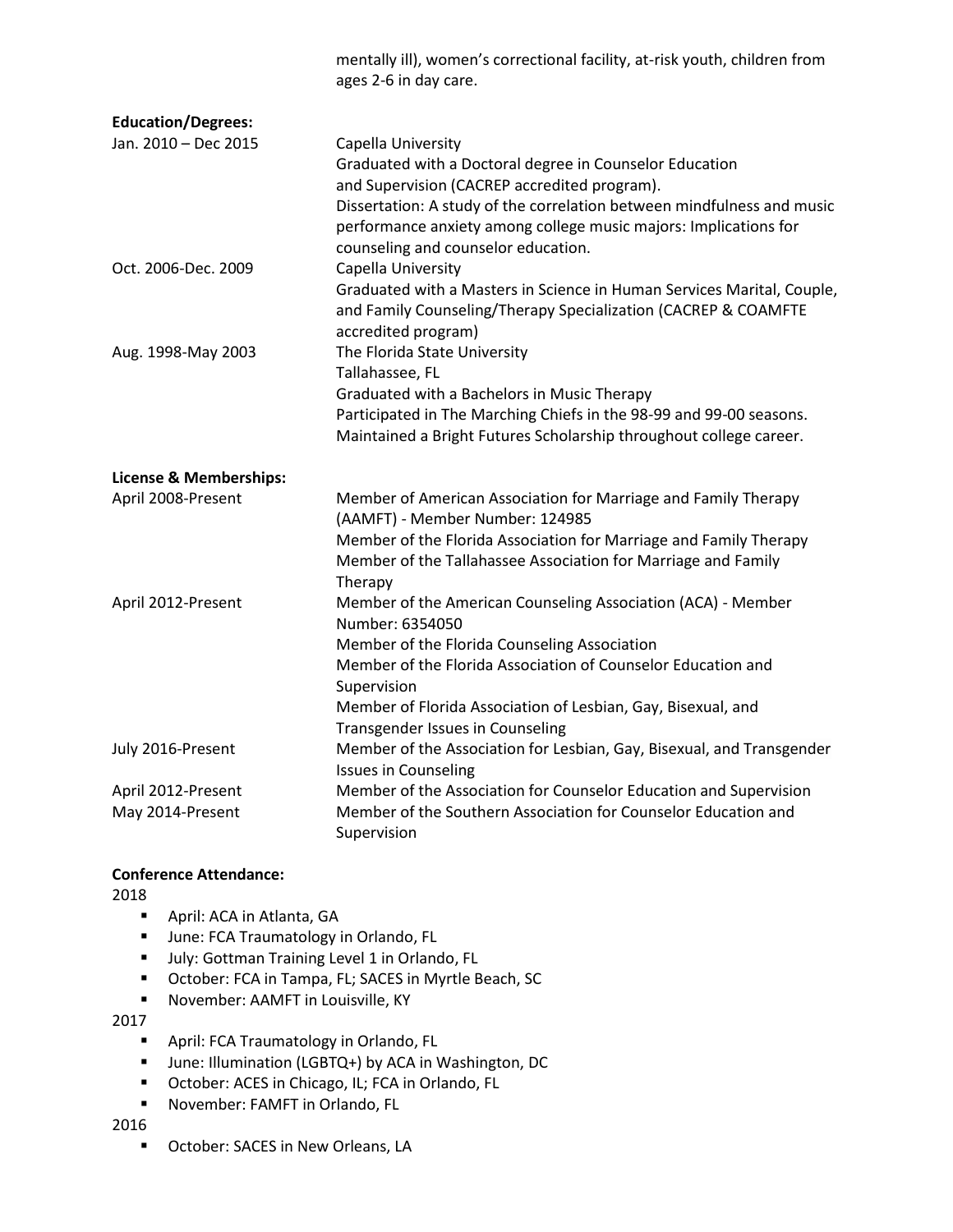mentally ill), women's correctional facility, at-risk youth, children from ages 2-6 in day care.

**Education/Degrees:**

Jan. 2010 – Dec 2015
Capella University
Graduated with a Doctoral degree in Counselor Education and Supervision (CACREP accredited program).
Dissertation: A study of the correlation between mindfulness and music performance anxiety among college music majors: Implications for counseling and counselor education.

Oct. 2006-Dec. 2009
Capella University
Graduated with a Masters in Science in Human Services Marital, Couple, and Family Counseling/Therapy Specialization (CACREP & COAMFTE accredited program)

Aug. 1998-May 2003
The Florida State University
Tallahassee, FL
Graduated with a Bachelors in Music Therapy
Participated in The Marching Chiefs in the 98-99 and 99-00 seasons.
Maintained a Bright Futures Scholarship throughout college career.

**License & Memberships:**

April 2008-Present
Member of American Association for Marriage and Family Therapy (AAMFT) - Member Number: 124985
Member of the Florida Association for Marriage and Family Therapy
Member of the Tallahassee Association for Marriage and Family Therapy

April 2012-Present
Member of the American Counseling Association (ACA) - Member Number: 6354050
Member of the Florida Counseling Association
Member of the Florida Association of Counselor Education and Supervision
Member of Florida Association of Lesbian, Gay, Bisexual, and Transgender Issues in Counseling

July 2016-Present
Member of the Association for Lesbian, Gay, Bisexual, and Transgender Issues in Counseling

April 2012-Present
Member of the Association for Counselor Education and Supervision

May 2014-Present
Member of the Southern Association for Counselor Education and Supervision

**Conference Attendance:**

2018

- April: ACA in Atlanta, GA
- June: FCA Traumatology in Orlando, FL
- July: Gottman Training Level 1 in Orlando, FL
- October: FCA in Tampa, FL; SACES in Myrtle Beach, SC
- November: AAMFT in Louisville, KY

2017

- April: FCA Traumatology in Orlando, FL
- June: Illumination (LGBTQ+) by ACA in Washington, DC
- October: ACES in Chicago, IL; FCA in Orlando, FL
- November: FAMFT in Orlando, FL

2016

- October: SACES in New Orleans, LA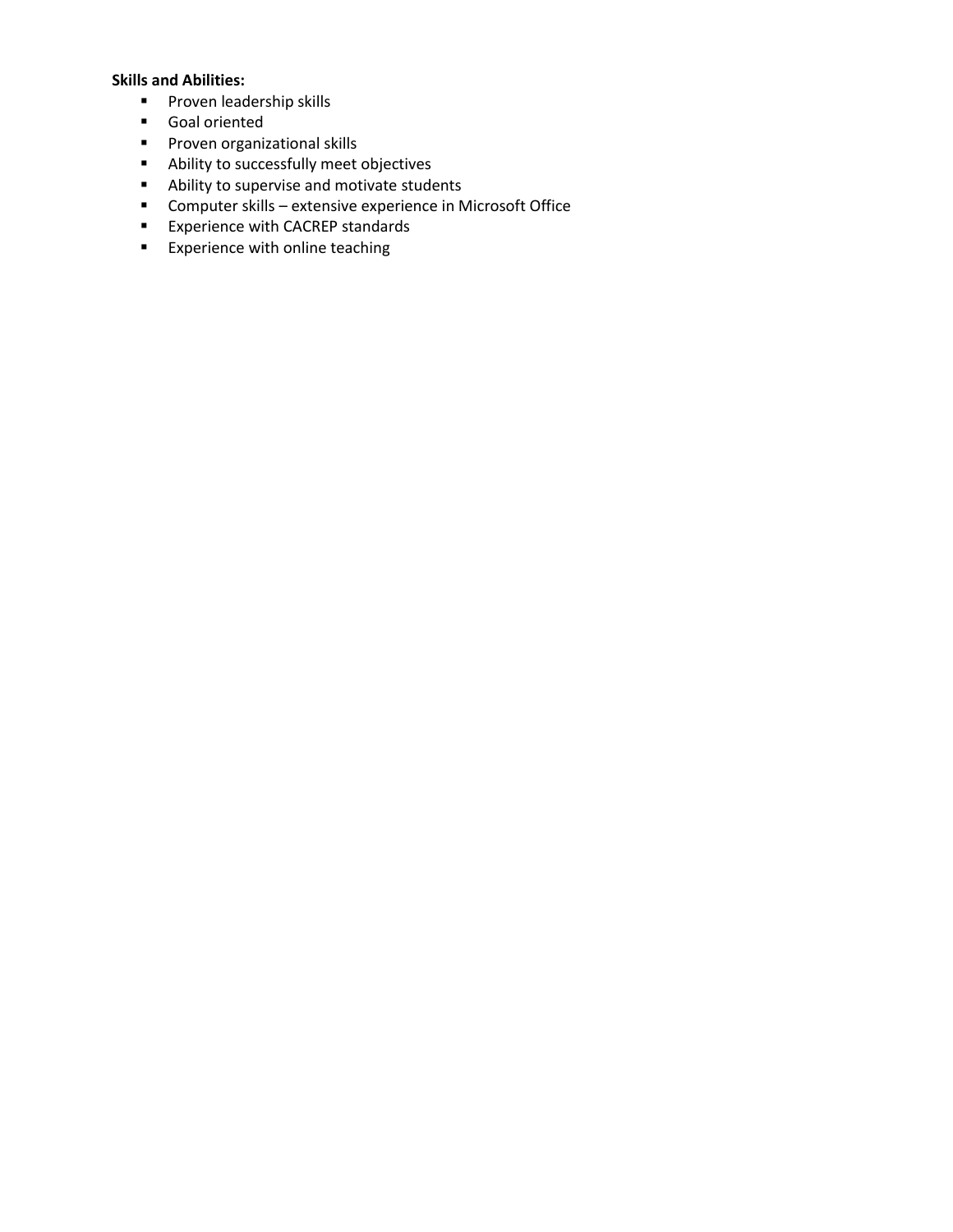**Skills and Abilities:**

- Proven leadership skills
- Goal oriented
- Proven organizational skills
- Ability to successfully meet objectives
- Ability to supervise and motivate students
- Computer skills – extensive experience in Microsoft Office
- Experience with CACREP standards
- Experience with online teaching